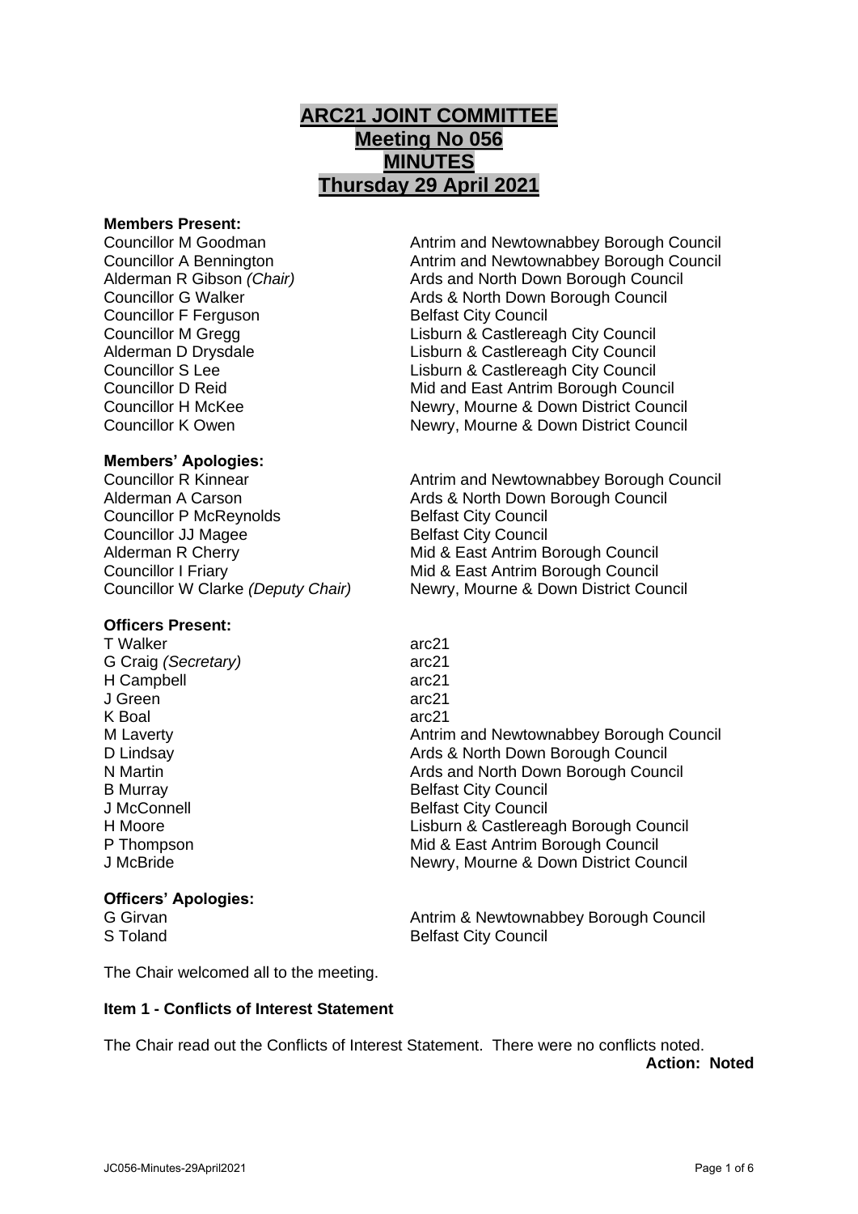# ARC21 JOINT COMMITTEE
# Meeting No 056
# MINUTES
# Thursday 29 April 2021

**Members Present:**

| | |
|---|---|
| Councillor M Goodman | Antrim and Newtownabbey Borough Council |
| Councillor A Bennington | Antrim and Newtownabbey Borough Council |
| Alderman R Gibson *(Chair)* | Ards and North Down Borough Council |
| Councillor G Walker | Ards & North Down Borough Council |
| Councillor F Ferguson | Belfast City Council |
| Councillor M Gregg | Lisburn & Castlereagh City Council |
| Alderman D Drysdale | Lisburn & Castlereagh City Council |
| Councillor S Lee | Lisburn & Castlereagh City Council |
| Councillor D Reid | Mid and East Antrim Borough Council |
| Councillor H McKee | Newry, Mourne & Down District Council |
| Councillor K Owen | Newry, Mourne & Down District Council |

**Members' Apologies:**

| | |
|---|---|
| Councillor R Kinnear | Antrim and Newtownabbey Borough Council |
| Alderman A Carson | Ards & North Down Borough Council |
| Councillor P McReynolds | Belfast City Council |
| Councillor JJ Magee | Belfast City Council |
| Alderman R Cherry | Mid & East Antrim Borough Council |
| Councillor I Friary | Mid & East Antrim Borough Council |
| Councillor W Clarke *(Deputy Chair)* | Newry, Mourne & Down District Council |

**Officers Present:**

| | |
|---|---|
| T Walker | arc21 |
| G Craig *(Secretary)* | arc21 |
| H Campbell | arc21 |
| J Green | arc21 |
| K Boal | arc21 |
| M Laverty | Antrim and Newtownabbey Borough Council |
| D Lindsay | Ards & North Down Borough Council |
| N Martin | Ards and North Down Borough Council |
| B Murray | Belfast City Council |
| J McConnell | Belfast City Council |
| H Moore | Lisburn & Castlereagh Borough Council |
| P Thompson | Mid & East Antrim Borough Council |
| J McBride | Newry, Mourne & Down District Council |

**Officers' Apologies:**

| | |
|---|---|
| G Girvan | Antrim & Newtownabbey Borough Council |
| S Toland | Belfast City Council |

The Chair welcomed all to the meeting.

**Item 1 - Conflicts of Interest Statement**

The Chair read out the Conflicts of Interest Statement. There were no conflicts noted.

**Action: Noted**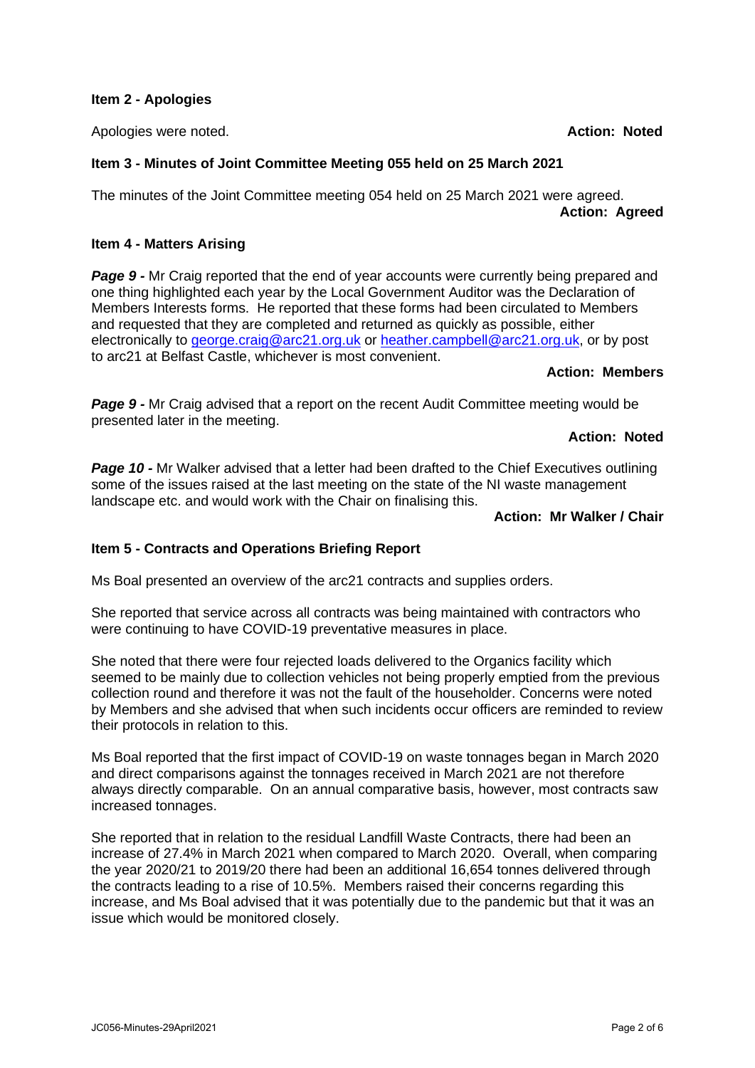**Item 2 - Apologies**

Apologies were noted. **Action: Noted**

**Item 3 - Minutes of Joint Committee Meeting 055 held on 25 March 2021**

The minutes of the Joint Committee meeting 054 held on 25 March 2021 were agreed.
**Action: Agreed**

**Item 4 - Matters Arising**

***Page 9 -*** Mr Craig reported that the end of year accounts were currently being prepared and one thing highlighted each year by the Local Government Auditor was the Declaration of Members Interests forms. He reported that these forms had been circulated to Members and requested that they are completed and returned as quickly as possible, either electronically to george.craig@arc21.org.uk or heather.campbell@arc21.org.uk, or by post to arc21 at Belfast Castle, whichever is most convenient.

**Action: Members**

***Page 9 -*** Mr Craig advised that a report on the recent Audit Committee meeting would be presented later in the meeting.

**Action: Noted**

***Page 10 -*** Mr Walker advised that a letter had been drafted to the Chief Executives outlining some of the issues raised at the last meeting on the state of the NI waste management landscape etc. and would work with the Chair on finalising this.

**Action: Mr Walker / Chair**

**Item 5 - Contracts and Operations Briefing Report**

Ms Boal presented an overview of the arc21 contracts and supplies orders.

She reported that service across all contracts was being maintained with contractors who were continuing to have COVID-19 preventative measures in place.

She noted that there were four rejected loads delivered to the Organics facility which seemed to be mainly due to collection vehicles not being properly emptied from the previous collection round and therefore it was not the fault of the householder. Concerns were noted by Members and she advised that when such incidents occur officers are reminded to review their protocols in relation to this.

Ms Boal reported that the first impact of COVID-19 on waste tonnages began in March 2020 and direct comparisons against the tonnages received in March 2021 are not therefore always directly comparable. On an annual comparative basis, however, most contracts saw increased tonnages.

She reported that in relation to the residual Landfill Waste Contracts, there had been an increase of 27.4% in March 2021 when compared to March 2020. Overall, when comparing the year 2020/21 to 2019/20 there had been an additional 16,654 tonnes delivered through the contracts leading to a rise of 10.5%. Members raised their concerns regarding this increase, and Ms Boal advised that it was potentially due to the pandemic but that it was an issue which would be monitored closely.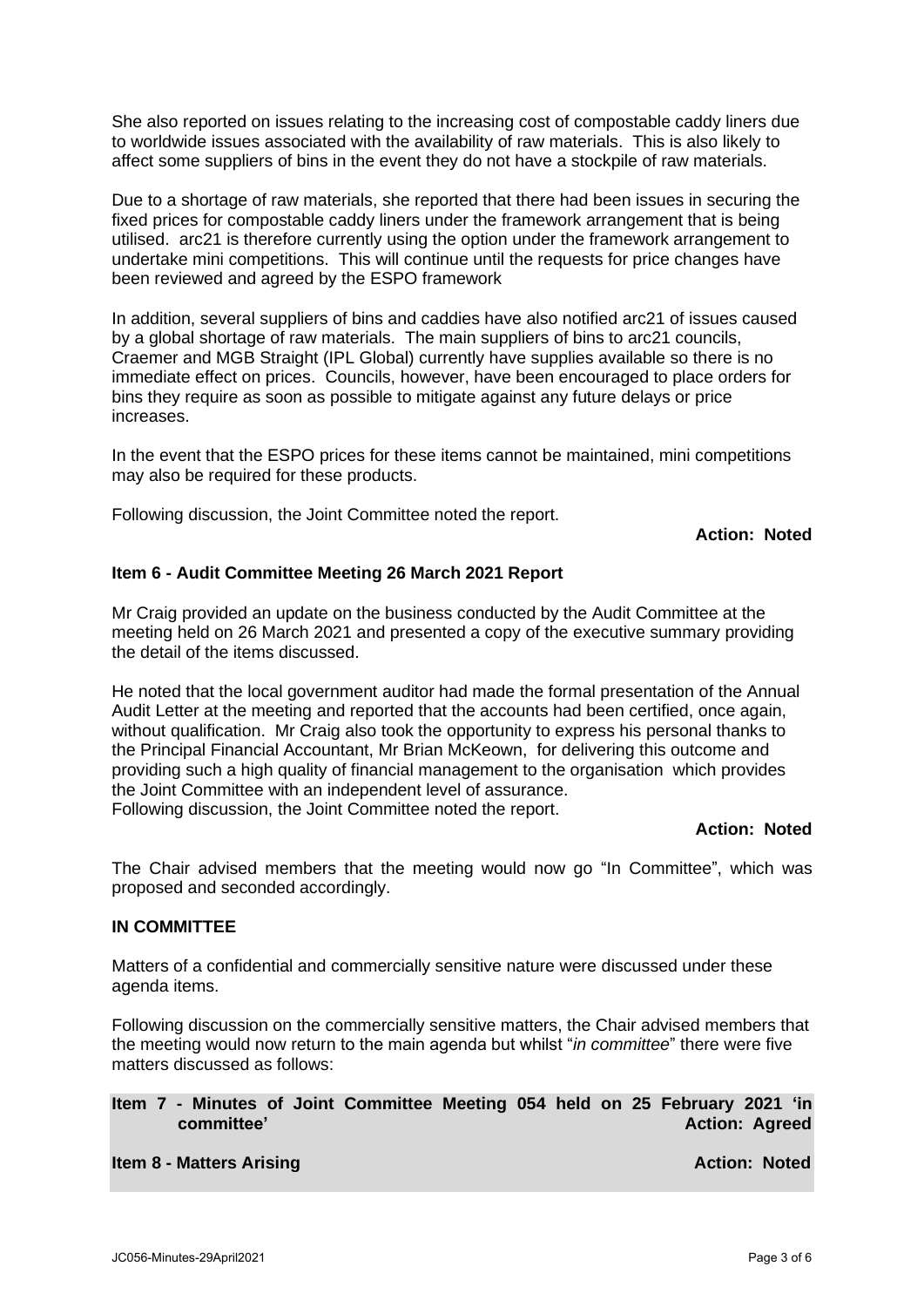She also reported on issues relating to the increasing cost of compostable caddy liners due to worldwide issues associated with the availability of raw materials. This is also likely to affect some suppliers of bins in the event they do not have a stockpile of raw materials.

Due to a shortage of raw materials, she reported that there had been issues in securing the fixed prices for compostable caddy liners under the framework arrangement that is being utilised. arc21 is therefore currently using the option under the framework arrangement to undertake mini competitions. This will continue until the requests for price changes have been reviewed and agreed by the ESPO framework

In addition, several suppliers of bins and caddies have also notified arc21 of issues caused by a global shortage of raw materials. The main suppliers of bins to arc21 councils, Craemer and MGB Straight (IPL Global) currently have supplies available so there is no immediate effect on prices. Councils, however, have been encouraged to place orders for bins they require as soon as possible to mitigate against any future delays or price increases.

In the event that the ESPO prices for these items cannot be maintained, mini competitions may also be required for these products.

Following discussion, the Joint Committee noted the report.

**Action: Noted**

**Item 6 - Audit Committee Meeting 26 March 2021 Report**

Mr Craig provided an update on the business conducted by the Audit Committee at the meeting held on 26 March 2021 and presented a copy of the executive summary providing the detail of the items discussed.

He noted that the local government auditor had made the formal presentation of the Annual Audit Letter at the meeting and reported that the accounts had been certified, once again, without qualification. Mr Craig also took the opportunity to express his personal thanks to the Principal Financial Accountant, Mr Brian McKeown, for delivering this outcome and providing such a high quality of financial management to the organisation which provides the Joint Committee with an independent level of assurance.
Following discussion, the Joint Committee noted the report.

**Action: Noted**

The Chair advised members that the meeting would now go "In Committee", which was proposed and seconded accordingly.

**IN COMMITTEE**

Matters of a confidential and commercially sensitive nature were discussed under these agenda items.

Following discussion on the commercially sensitive matters, the Chair advised members that the meeting would now return to the main agenda but whilst "*in committee*" there were five matters discussed as follows:

**Item 7 - Minutes of Joint Committee Meeting 054 held on 25 February 2021 'in committee'** **Action: Agreed**

**Item 8 - Matters Arising** **Action: Noted**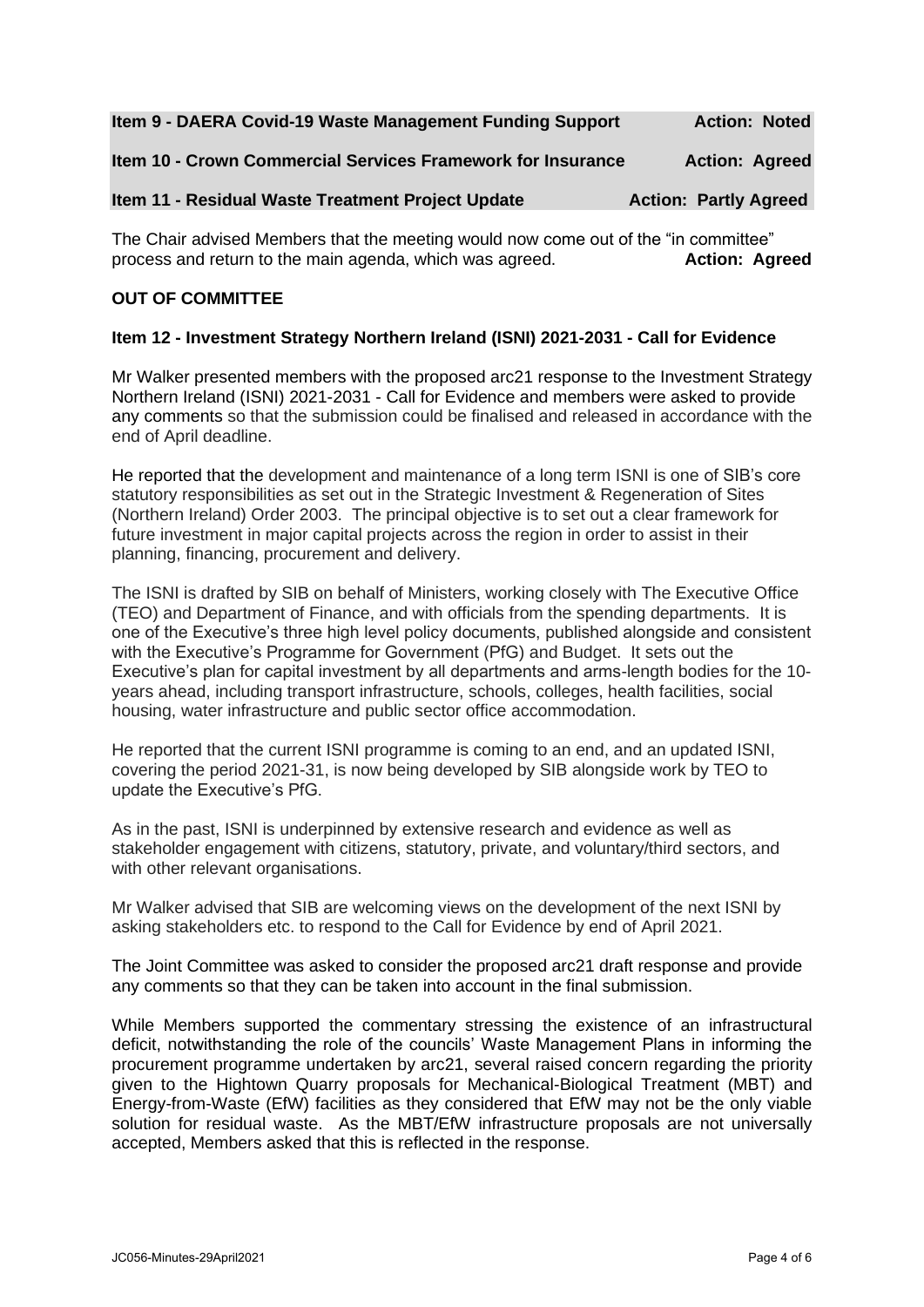**Item 9 - DAERA Covid-19 Waste Management Funding Support** **Action: Noted**

**Item 10 - Crown Commercial Services Framework for Insurance** **Action: Agreed**

**Item 11 - Residual Waste Treatment Project Update** **Action: Partly Agreed**

The Chair advised Members that the meeting would now come out of the "in committee" process and return to the main agenda, which was agreed. **Action: Agreed**

**OUT OF COMMITTEE**

**Item 12 - Investment Strategy Northern Ireland (ISNI) 2021-2031 - Call for Evidence**

Mr Walker presented members with the proposed arc21 response to the Investment Strategy Northern Ireland (ISNI) 2021-2031 - Call for Evidence and members were asked to provide any comments so that the submission could be finalised and released in accordance with the end of April deadline.

He reported that the development and maintenance of a long term ISNI is one of SIB's core statutory responsibilities as set out in the Strategic Investment & Regeneration of Sites (Northern Ireland) Order 2003. The principal objective is to set out a clear framework for future investment in major capital projects across the region in order to assist in their planning, financing, procurement and delivery.

The ISNI is drafted by SIB on behalf of Ministers, working closely with The Executive Office (TEO) and Department of Finance, and with officials from the spending departments. It is one of the Executive's three high level policy documents, published alongside and consistent with the Executive's Programme for Government (PfG) and Budget. It sets out the Executive's plan for capital investment by all departments and arms-length bodies for the 10-years ahead, including transport infrastructure, schools, colleges, health facilities, social housing, water infrastructure and public sector office accommodation.

He reported that the current ISNI programme is coming to an end, and an updated ISNI, covering the period 2021-31, is now being developed by SIB alongside work by TEO to update the Executive's PfG.

As in the past, ISNI is underpinned by extensive research and evidence as well as stakeholder engagement with citizens, statutory, private, and voluntary/third sectors, and with other relevant organisations.

Mr Walker advised that SIB are welcoming views on the development of the next ISNI by asking stakeholders etc. to respond to the Call for Evidence by end of April 2021.

The Joint Committee was asked to consider the proposed arc21 draft response and provide any comments so that they can be taken into account in the final submission.

While Members supported the commentary stressing the existence of an infrastructural deficit, notwithstanding the role of the councils' Waste Management Plans in informing the procurement programme undertaken by arc21, several raised concern regarding the priority given to the Hightown Quarry proposals for Mechanical-Biological Treatment (MBT) and Energy-from-Waste (EfW) facilities as they considered that EfW may not be the only viable solution for residual waste. As the MBT/EfW infrastructure proposals are not universally accepted, Members asked that this is reflected in the response.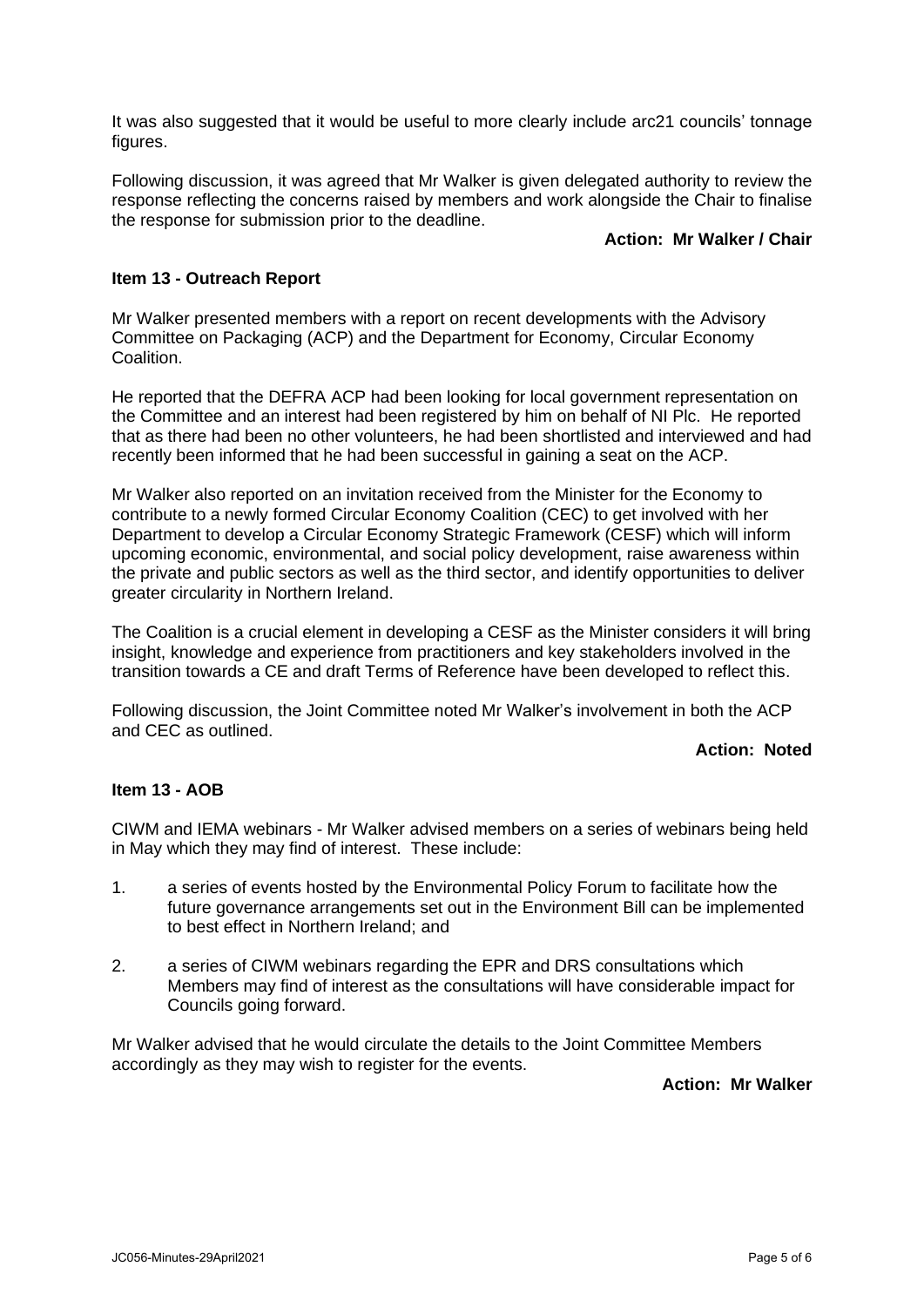It was also suggested that it would be useful to more clearly include arc21 councils' tonnage figures.

Following discussion, it was agreed that Mr Walker is given delegated authority to review the response reflecting the concerns raised by members and work alongside the Chair to finalise the response for submission prior to the deadline.

**Action: Mr Walker / Chair**

**Item 13 - Outreach Report**

Mr Walker presented members with a report on recent developments with the Advisory Committee on Packaging (ACP) and the Department for Economy, Circular Economy Coalition.

He reported that the DEFRA ACP had been looking for local government representation on the Committee and an interest had been registered by him on behalf of NI Plc. He reported that as there had been no other volunteers, he had been shortlisted and interviewed and had recently been informed that he had been successful in gaining a seat on the ACP.

Mr Walker also reported on an invitation received from the Minister for the Economy to contribute to a newly formed Circular Economy Coalition (CEC) to get involved with her Department to develop a Circular Economy Strategic Framework (CESF) which will inform upcoming economic, environmental, and social policy development, raise awareness within the private and public sectors as well as the third sector, and identify opportunities to deliver greater circularity in Northern Ireland.

The Coalition is a crucial element in developing a CESF as the Minister considers it will bring insight, knowledge and experience from practitioners and key stakeholders involved in the transition towards a CE and draft Terms of Reference have been developed to reflect this.

Following discussion, the Joint Committee noted Mr Walker's involvement in both the ACP and CEC as outlined.

**Action: Noted**

**Item 13 - AOB**

CIWM and IEMA webinars - Mr Walker advised members on a series of webinars being held in May which they may find of interest. These include:

1. a series of events hosted by the Environmental Policy Forum to facilitate how the future governance arrangements set out in the Environment Bill can be implemented to best effect in Northern Ireland; and
2. a series of CIWM webinars regarding the EPR and DRS consultations which Members may find of interest as the consultations will have considerable impact for Councils going forward.

Mr Walker advised that he would circulate the details to the Joint Committee Members accordingly as they may wish to register for the events.

**Action: Mr Walker**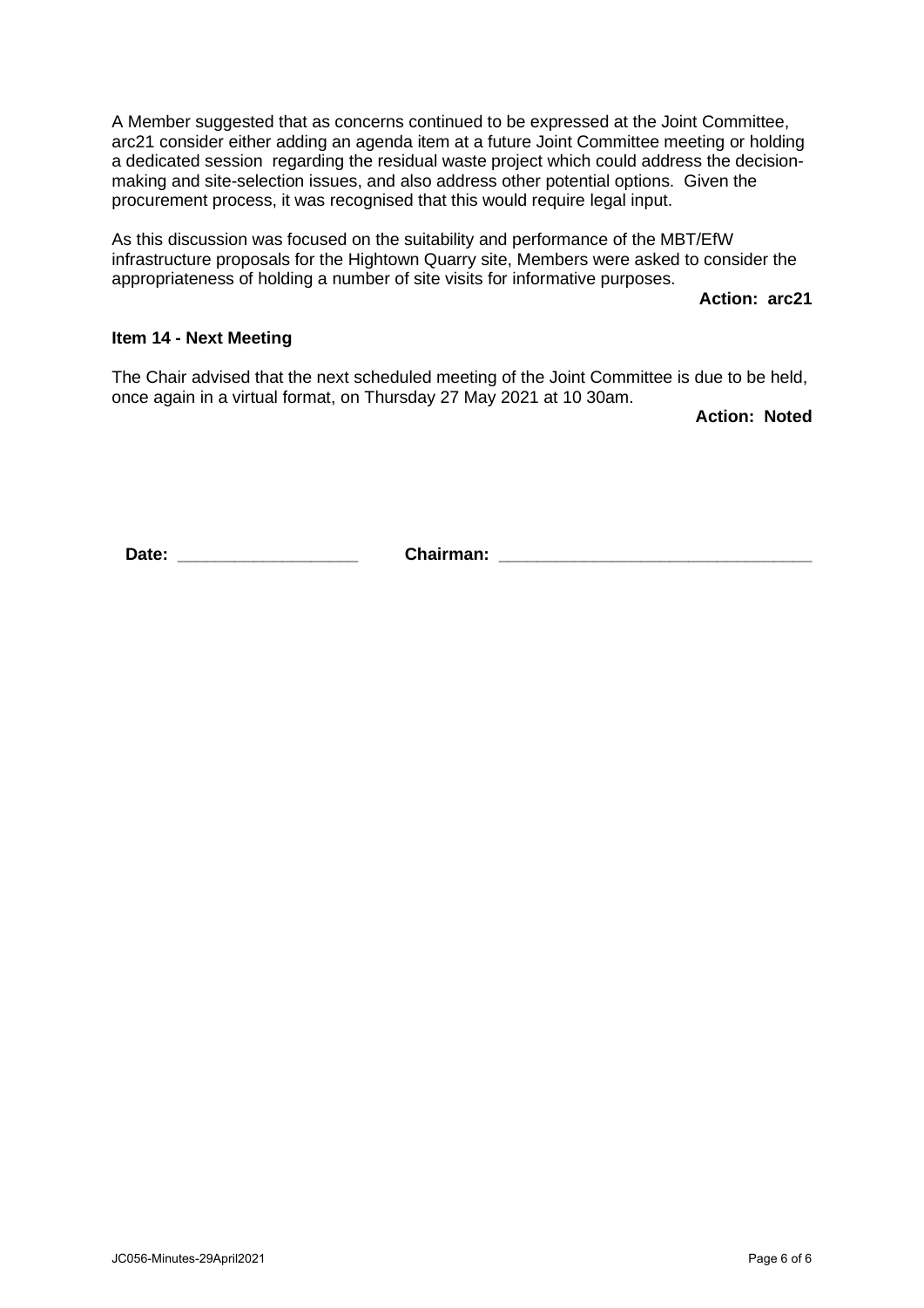A Member suggested that as concerns continued to be expressed at the Joint Committee, arc21 consider either adding an agenda item at a future Joint Committee meeting or holding a dedicated session regarding the residual waste project which could address the decision-making and site-selection issues, and also address other potential options. Given the procurement process, it was recognised that this would require legal input.

As this discussion was focused on the suitability and performance of the MBT/EfW infrastructure proposals for the Hightown Quarry site, Members were asked to consider the appropriateness of holding a number of site visits for informative purposes.

**Action: arc21**

**Item 14 - Next Meeting**

The Chair advised that the next scheduled meeting of the Joint Committee is due to be held, once again in a virtual format, on Thursday 27 May 2021 at 10 30am.

**Action: Noted**

**Date:** ___________________ **Chairman:** _________________________________